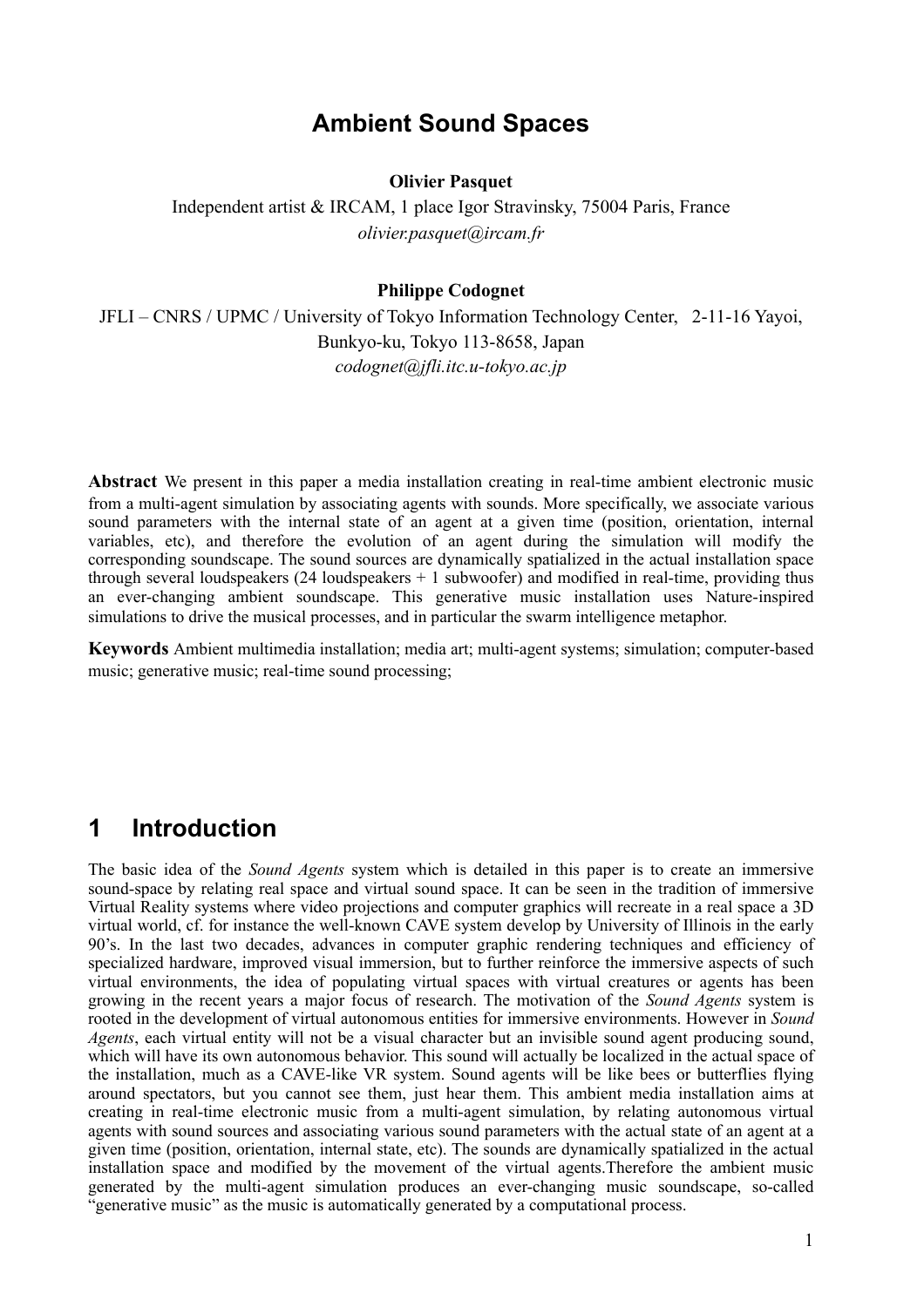# Ambient Sound Spaces

**Olivier Pasquet**

Independent artist & IRCAM, 1 place Igor Stravinsky, 75004 Paris, France

*olivier.pasquet@ircam.fr*

**Philippe Codognet**

JFLI – CNRS / UPMC / University of Tokyo Information Technology Center, 2-11-16 Yayoi, Bunkyo-ku, Tokyo 113-8658, Japan

*codognet@jfli.itc.u-tokyo.ac.jp*

**Abstract** We present in this paper a media installation creating in real-time ambient electronic music from a multi-agent simulation by associating agents with sounds. More specifically, we associate various sound parameters with the internal state of an agent at a given time (position, orientation, internal variables, etc), and therefore the evolution of an agent during the simulation will modify the corresponding soundscape. The sound sources are dynamically spatialized in the actual installation space through several loudspeakers (24 loudspeakers + 1 subwoofer) and modified in real-time, providing thus an ever-changing ambient soundscape. This generative music installation uses Nature-inspired simulations to drive the musical processes, and in particular the swarm intelligence metaphor.

**Keywords** Ambient multimedia installation; media art; multi-agent systems; simulation; computer-based music; generative music; real-time sound processing;

## 1 Introduction

The basic idea of the *Sound Agents* system which is detailed in this paper is to create an immersive sound-space by relating real space and virtual sound space. It can be seen in the tradition of immersive Virtual Reality systems where video projections and computer graphics will recreate in a real space a 3D virtual world, cf. for instance the well-known CAVE system develop by University of Illinois in the early 90's. In the last two decades, advances in computer graphic rendering techniques and efficiency of specialized hardware, improved visual immersion, but to further reinforce the immersive aspects of such virtual environments, the idea of populating virtual spaces with virtual creatures or agents has been growing in the recent years a major focus of research. The motivation of the *Sound Agents* system is rooted in the development of virtual autonomous entities for immersive environments. However in *Sound Agents*, each virtual entity will not be a visual character but an invisible sound agent producing sound, which will have its own autonomous behavior. This sound will actually be localized in the actual space of the installation, much as a CAVE-like VR system. Sound agents will be like bees or butterflies flying around spectators, but you cannot see them, just hear them. This ambient media installation aims at creating in real-time electronic music from a multi-agent simulation, by relating autonomous virtual agents with sound sources and associating various sound parameters with the actual state of an agent at a given time (position, orientation, internal state, etc). The sounds are dynamically spatialized in the actual installation space and modified by the movement of the virtual agents.Therefore the ambient music generated by the multi-agent simulation produces an ever-changing music soundscape, so-called "generative music" as the music is automatically generated by a computational process.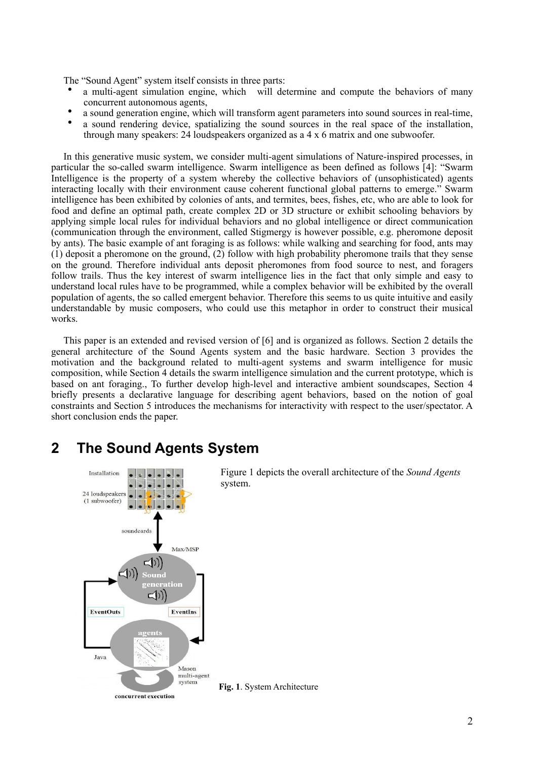The “Sound Agent” system itself consists in three parts:

- a multi-agent simulation engine, which will determine and compute the behaviors of many concurrent autonomous agents,
- a sound generation engine, which will transform agent parameters into sound sources in real-time,
- a sound rendering device, spatializing the sound sources in the real space of the installation, through many speakers: 24 loudspeakers organized as a 4 x 6 matrix and one subwoofer.

In this generative music system, we consider multi-agent simulations of Nature-inspired processes, in particular the so-called swarm intelligence. Swarm intelligence as been defined as follows [4]: “Swarm Intelligence is the property of a system whereby the collective behaviors of (unsophisticated) agents interacting locally with their environment cause coherent functional global patterns to emerge.” Swarm intelligence has been exhibited by colonies of ants, and termites, bees, fishes, etc, who are able to look for food and define an optimal path, create complex 2D or 3D structure or exhibit schooling behaviors by applying simple local rules for individual behaviors and no global intelligence or direct communication (communication through the environment, called Stigmergy is however possible, e.g. pheromone deposit by ants). The basic example of ant foraging is as follows: while walking and searching for food, ants may (1) deposit a pheromone on the ground, (2) follow with high probability pheromone trails that they sense on the ground. Therefore individual ants deposit pheromones from food source to nest, and foragers follow trails. Thus the key interest of swarm intelligence lies in the fact that only simple and easy to understand local rules have to be programmed, while a complex behavior will be exhibited by the overall population of agents, the so called emergent behavior. Therefore this seems to us quite intuitive and easily understandable by music composers, who could use this metaphor in order to construct their musical works.

This paper is an extended and revised version of [6] and is organized as follows. Section 2 details the general architecture of the Sound Agents system and the basic hardware. Section 3 provides the motivation and the background related to multi-agent systems and swarm intelligence for music composition, while Section 4 details the swarm intelligence simulation and the current prototype, which is based on ant foraging., To further develop high-level and interactive ambient soundscapes, Section 4 briefly presents a declarative language for describing agent behaviors, based on the notion of goal constraints and Section 5 introduces the mechanisms for interactivity with respect to the user/spectator. A short conclusion ends the paper.

## 2 The Sound Agents System

Figure 1 depicts the overall architecture of the *Sound Agents* system.

Installation

24 loudspeakers (1 subwoofer)

soundcards

Max/MSP

Sound generation

EventOuts

EventIns

agents

Java

Mason multi-agent system

concurrent execution

**Fig. 1**. System Architecture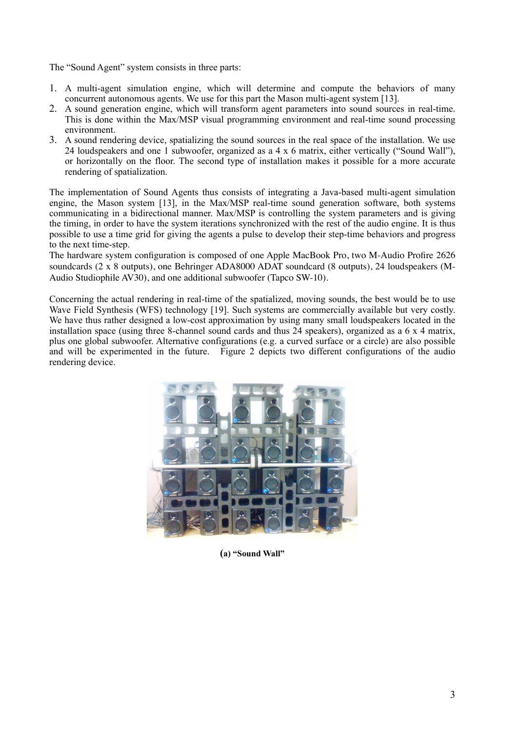The "Sound Agent" system consists in three parts:

1. A multi-agent simulation engine, which will determine and compute the behaviors of many concurrent autonomous agents. We use for this part the Mason multi-agent system [13].
2. A sound generation engine, which will transform agent parameters into sound sources in real-time. This is done within the Max/MSP visual programming environment and real-time sound processing environment.
3. A sound rendering device, spatializing the sound sources in the real space of the installation. We use 24 loudspeakers and one 1 subwoofer, organized as a 4 x 6 matrix, either vertically ("Sound Wall"), or horizontally on the floor. The second type of installation makes it possible for a more accurate rendering of spatialization.

The implementation of Sound Agents thus consists of integrating a Java-based multi-agent simulation engine, the Mason system [13], in the Max/MSP real-time sound generation software, both systems communicating in a bidirectional manner. Max/MSP is controlling the system parameters and is giving the timing, in order to have the system iterations synchronized with the rest of the audio engine. It is thus possible to use a time grid for giving the agents a pulse to develop their step-time behaviors and progress to the next time-step.
The hardware system configuration is composed of one Apple MacBook Pro, two M-Audio Profire 2626 soundcards (2 x 8 outputs), one Behringer ADA8000 ADAT soundcard (8 outputs), 24 loudspeakers (M-Audio Studiophile AV30), and one additional subwoofer (Tapco SW-10).

Concerning the actual rendering in real-time of the spatialized, moving sounds, the best would be to use Wave Field Synthesis (WFS) technology [19]. Such systems are commercially available but very costly. We have thus rather designed a low-cost approximation by using many small loudspeakers located in the installation space (using three 8-channel sound cards and thus 24 speakers), organized as a 6 x 4 matrix, plus one global subwoofer. Alternative configurations (e.g. a curved surface or a circle) are also possible and will be experimented in the future. Figure 2 depicts two different configurations of the audio rendering device.

**(a) "Sound Wall"**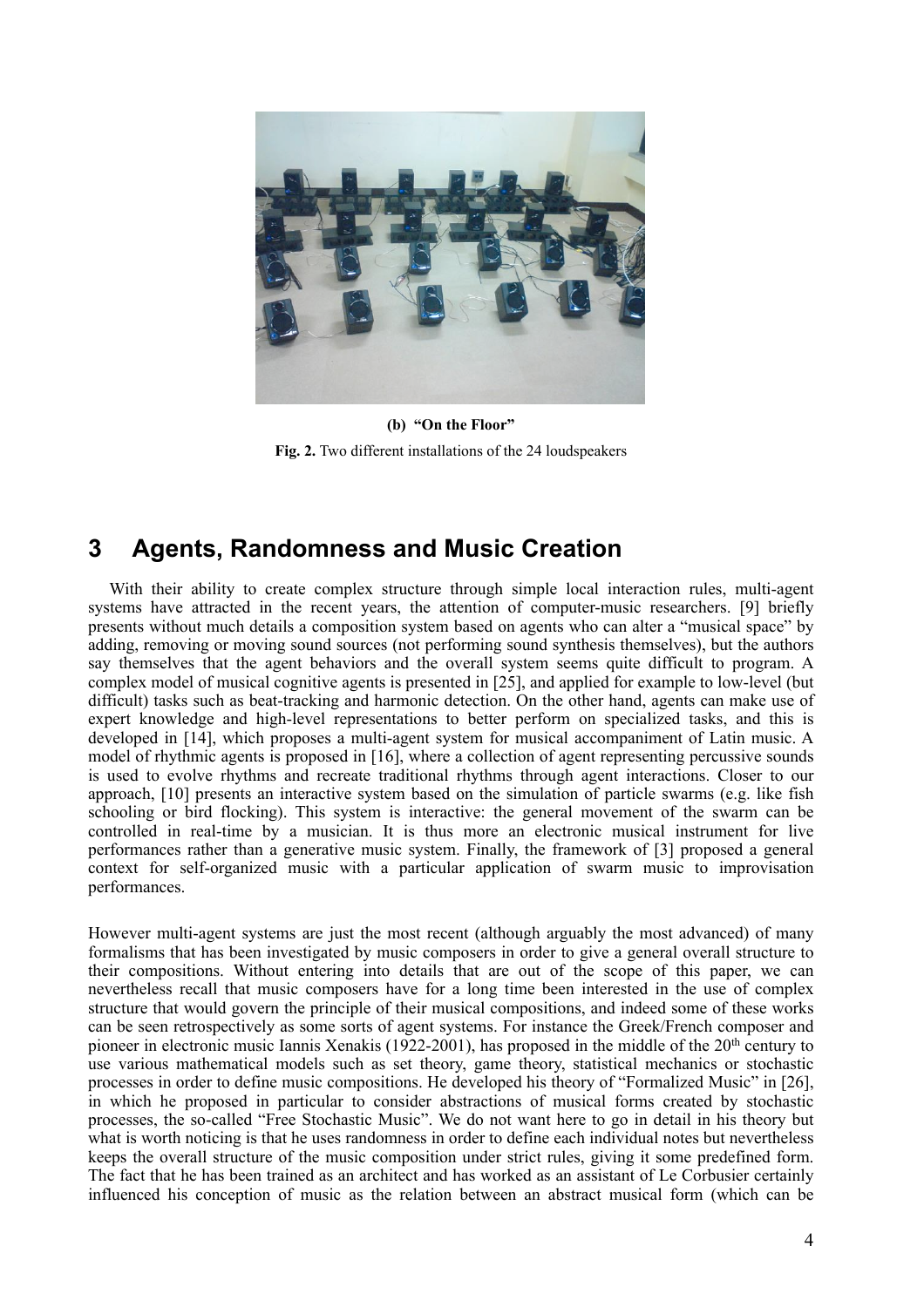**(b) "On the Floor"**

**Fig. 2.** Two different installations of the 24 loudspeakers

## 3 Agents, Randomness and Music Creation

With their ability to create complex structure through simple local interaction rules, multi-agent systems have attracted in the recent years, the attention of computer-music researchers. [9] briefly presents without much details a composition system based on agents who can alter a "musical space" by adding, removing or moving sound sources (not performing sound synthesis themselves), but the authors say themselves that the agent behaviors and the overall system seems quite difficult to program. A complex model of musical cognitive agents is presented in [25], and applied for example to low-level (but difficult) tasks such as beat-tracking and harmonic detection. On the other hand, agents can make use of expert knowledge and high-level representations to better perform on specialized tasks, and this is developed in [14], which proposes a multi-agent system for musical accompaniment of Latin music. A model of rhythmic agents is proposed in [16], where a collection of agent representing percussive sounds is used to evolve rhythms and recreate traditional rhythms through agent interactions. Closer to our approach, [10] presents an interactive system based on the simulation of particle swarms (e.g. like fish schooling or bird flocking). This system is interactive: the general movement of the swarm can be controlled in real-time by a musician. It is thus more an electronic musical instrument for live performances rather than a generative music system. Finally, the framework of [3] proposed a general context for self-organized music with a particular application of swarm music to improvisation performances.

However multi-agent systems are just the most recent (although arguably the most advanced) of many formalisms that has been investigated by music composers in order to give a general overall structure to their compositions. Without entering into details that are out of the scope of this paper, we can nevertheless recall that music composers have for a long time been interested in the use of complex structure that would govern the principle of their musical compositions, and indeed some of these works can be seen retrospectively as some sorts of agent systems. For instance the Greek/French composer and pioneer in electronic music Iannis Xenakis (1922-2001), has proposed in the middle of the 20th century to use various mathematical models such as set theory, game theory, statistical mechanics or stochastic processes in order to define music compositions. He developed his theory of "Formalized Music" in [26], in which he proposed in particular to consider abstractions of musical forms created by stochastic processes, the so-called "Free Stochastic Music". We do not want here to go in detail in his theory but what is worth noticing is that he uses randomness in order to define each individual notes but nevertheless keeps the overall structure of the music composition under strict rules, giving it some predefined form. The fact that he has been trained as an architect and has worked as an assistant of Le Corbusier certainly influenced his conception of music as the relation between an abstract musical form (which can be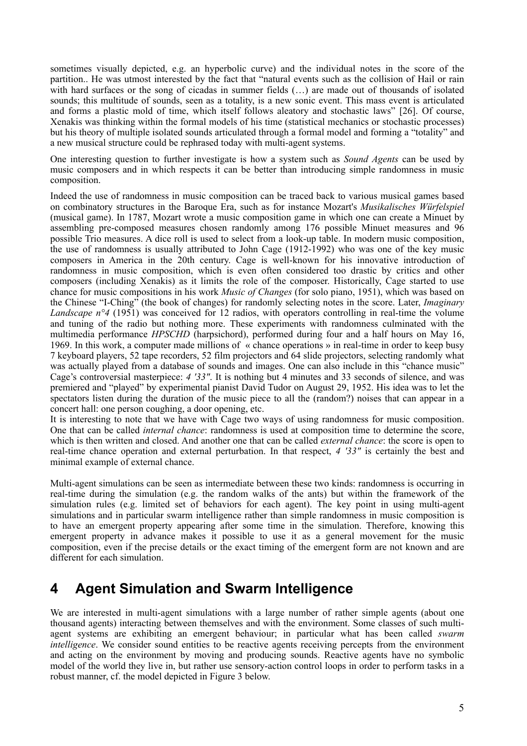sometimes visually depicted, e.g. an hyperbolic curve) and the individual notes in the score of the partition.. He was utmost interested by the fact that "natural events such as the collision of Hail or rain with hard surfaces or the song of cicadas in summer fields (…) are made out of thousands of isolated sounds; this multitude of sounds, seen as a totality, is a new sonic event. This mass event is articulated and forms a plastic mold of time, which itself follows aleatory and stochastic laws" [26]. Of course, Xenakis was thinking within the formal models of his time (statistical mechanics or stochastic processes) but his theory of multiple isolated sounds articulated through a formal model and forming a "totality" and a new musical structure could be rephrased today with multi-agent systems.

One interesting question to further investigate is how a system such as *Sound Agents* can be used by music composers and in which respects it can be better than introducing simple randomness in music composition.

Indeed the use of randomness in music composition can be traced back to various musical games based on combinatory structures in the Baroque Era, such as for instance Mozart's *Musikalisches Würfelspiel* (musical game). In 1787, Mozart wrote a music composition game in which one can create a Minuet by assembling pre-composed measures chosen randomly among 176 possible Minuet measures and 96 possible Trio measures. A dice roll is used to select from a look-up table. In modern music composition, the use of randomness is usually attributed to John Cage (1912-1992) who was one of the key music composers in America in the 20th century. Cage is well-known for his innovative introduction of randomness in music composition, which is even often considered too drastic by critics and other composers (including Xenakis) as it limits the role of the composer. Historically, Cage started to use chance for music compositions in his work *Music of Changes* (for solo piano, 1951), which was based on the Chinese "I-Ching" (the book of changes) for randomly selecting notes in the score. Later, *Imaginary Landscape n°4* (1951) was conceived for 12 radios, with operators controlling in real-time the volume and tuning of the radio but nothing more. These experiments with randomness culminated with the multimedia performance *HPSCHD* (harpsichord), performed during four and a half hours on May 16, 1969. In this work, a computer made millions of « chance operations » in real-time in order to keep busy 7 keyboard players, 52 tape recorders, 52 film projectors and 64 slide projectors, selecting randomly what was actually played from a database of sounds and images. One can also include in this "chance music" Cage's controversial masterpiece: *4 '33"*. It is nothing but 4 minutes and 33 seconds of silence, and was premiered and "played" by experimental pianist David Tudor on August 29, 1952. His idea was to let the spectators listen during the duration of the music piece to all the (random?) noises that can appear in a concert hall: one person coughing, a door opening, etc.

It is interesting to note that we have with Cage two ways of using randomness for music composition. One that can be called *internal chance*: randomness is used at composition time to determine the score, which is then written and closed. And another one that can be called *external chance*: the score is open to real-time chance operation and external perturbation. In that respect, *4 '33"* is certainly the best and minimal example of external chance.

Multi-agent simulations can be seen as intermediate between these two kinds: randomness is occurring in real-time during the simulation (e.g. the random walks of the ants) but within the framework of the simulation rules (e.g. limited set of behaviors for each agent). The key point in using multi-agent simulations and in particular swarm intelligence rather than simple randomness in music composition is to have an emergent property appearing after some time in the simulation. Therefore, knowing this emergent property in advance makes it possible to use it as a general movement for the music composition, even if the precise details or the exact timing of the emergent form are not known and are different for each simulation.

# 4 Agent Simulation and Swarm Intelligence

We are interested in multi-agent simulations with a large number of rather simple agents (about one thousand agents) interacting between themselves and with the environment. Some classes of such multi-agent systems are exhibiting an emergent behaviour; in particular what has been called *swarm intelligence*. We consider sound entities to be reactive agents receiving percepts from the environment and acting on the environment by moving and producing sounds. Reactive agents have no symbolic model of the world they live in, but rather use sensory-action control loops in order to perform tasks in a robust manner, cf. the model depicted in Figure 3 below.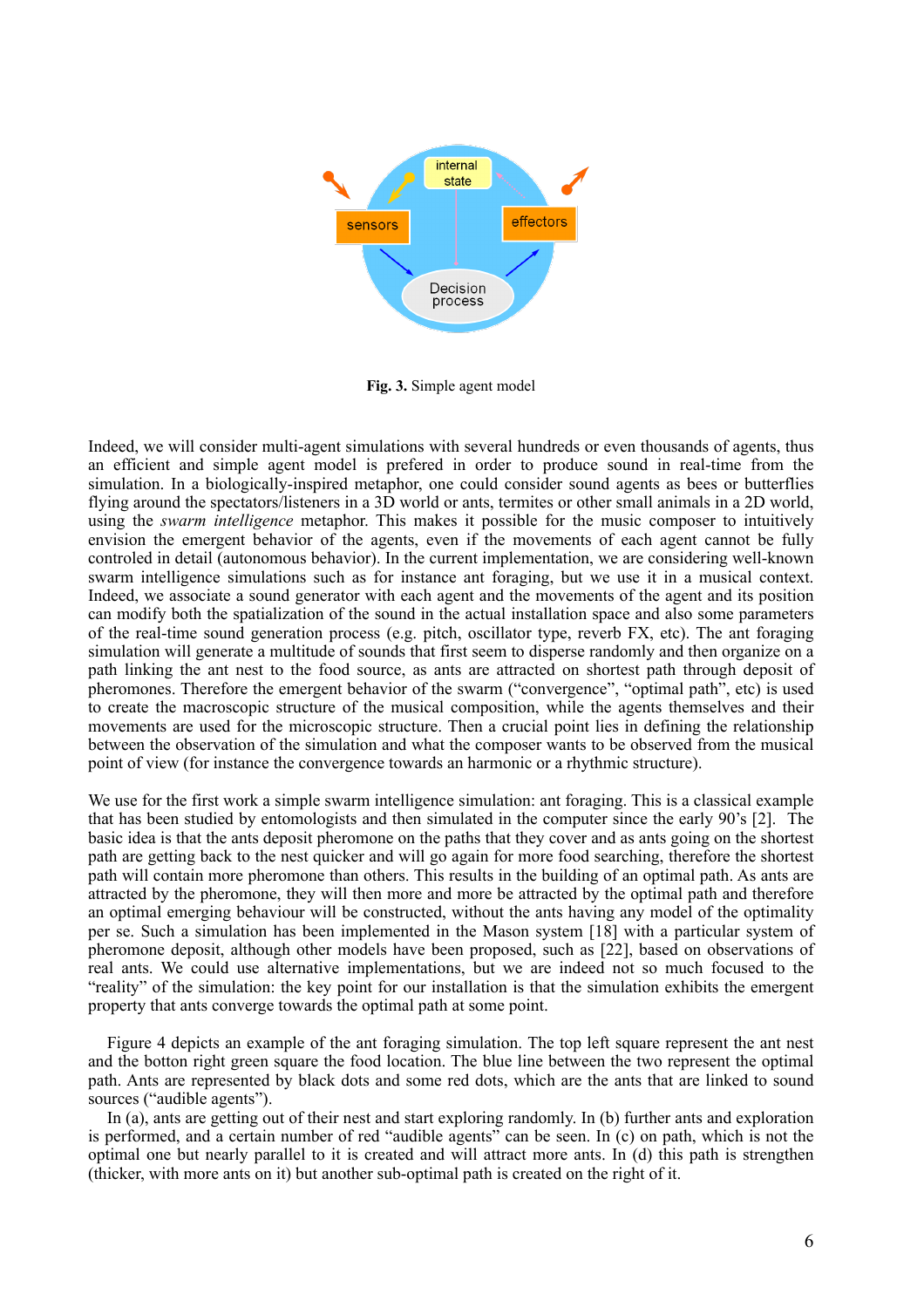internal state

sensors

effectors

Decision process

**Fig. 3.** Simple agent model

Indeed, we will consider multi-agent simulations with several hundreds or even thousands of agents, thus an efficient and simple agent model is prefered in order to produce sound in real-time from the simulation. In a biologically-inspired metaphor, one could consider sound agents as bees or butterflies flying around the spectators/listeners in a 3D world or ants, termites or other small animals in a 2D world, using the *swarm intelligence* metaphor. This makes it possible for the music composer to intuitively envision the emergent behavior of the agents, even if the movements of each agent cannot be fully controled in detail (autonomous behavior). In the current implementation, we are considering well-known swarm intelligence simulations such as for instance ant foraging, but we use it in a musical context. Indeed, we associate a sound generator with each agent and the movements of the agent and its position can modify both the spatialization of the sound in the actual installation space and also some parameters of the real-time sound generation process (e.g. pitch, oscillator type, reverb FX, etc). The ant foraging simulation will generate a multitude of sounds that first seem to disperse randomly and then organize on a path linking the ant nest to the food source, as ants are attracted on shortest path through deposit of pheromones. Therefore the emergent behavior of the swarm ("convergence", "optimal path", etc) is used to create the macroscopic structure of the musical composition, while the agents themselves and their movements are used for the microscopic structure. Then a crucial point lies in defining the relationship between the observation of the simulation and what the composer wants to be observed from the musical point of view (for instance the convergence towards an harmonic or a rhythmic structure).

We use for the first work a simple swarm intelligence simulation: ant foraging. This is a classical example that has been studied by entomologists and then simulated in the computer since the early 90's [2]. The basic idea is that the ants deposit pheromone on the paths that they cover and as ants going on the shortest path are getting back to the nest quicker and will go again for more food searching, therefore the shortest path will contain more pheromone than others. This results in the building of an optimal path. As ants are attracted by the pheromone, they will then more and more be attracted by the optimal path and therefore an optimal emerging behaviour will be constructed, without the ants having any model of the optimality per se. Such a simulation has been implemented in the Mason system [18] with a particular system of pheromone deposit, although other models have been proposed, such as [22], based on observations of real ants. We could use alternative implementations, but we are indeed not so much focused to the "reality" of the simulation: the key point for our installation is that the simulation exhibits the emergent property that ants converge towards the optimal path at some point.

Figure 4 depicts an example of the ant foraging simulation. The top left square represent the ant nest and the botton right green square the food location. The blue line between the two represent the optimal path. Ants are represented by black dots and some red dots, which are the ants that are linked to sound sources ("audible agents").

In (a), ants are getting out of their nest and start exploring randomly. In (b) further ants and exploration is performed, and a certain number of red "audible agents" can be seen. In (c) on path, which is not the optimal one but nearly parallel to it is created and will attract more ants. In (d) this path is strengthen (thicker, with more ants on it) but another sub-optimal path is created on the right of it.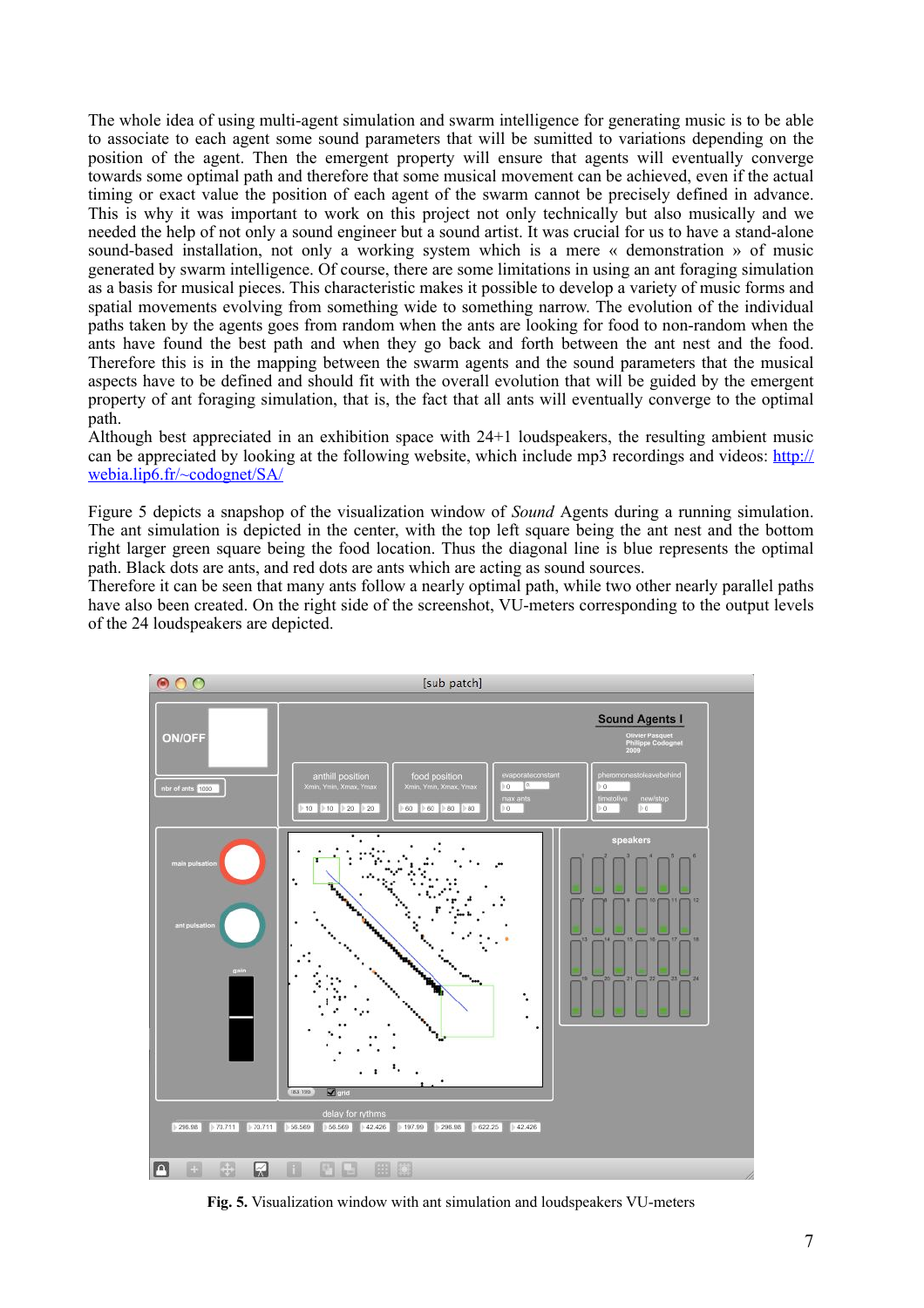The whole idea of using multi-agent simulation and swarm intelligence for generating music is to be able to associate to each agent some sound parameters that will be sumitted to variations depending on the position of the agent. Then the emergent property will ensure that agents will eventually converge towards some optimal path and therefore that some musical movement can be achieved, even if the actual timing or exact value the position of each agent of the swarm cannot be precisely defined in advance. This is why it was important to work on this project not only technically but also musically and we needed the help of not only a sound engineer but a sound artist. It was crucial for us to have a stand-alone sound-based installation, not only a working system which is a mere « demonstration » of music generated by swarm intelligence. Of course, there are some limitations in using an ant foraging simulation as a basis for musical pieces. This characteristic makes it possible to develop a variety of music forms and spatial movements evolving from something wide to something narrow. The evolution of the individual paths taken by the agents goes from random when the ants are looking for food to non-random when the ants have found the best path and when they go back and forth between the ant nest and the food. Therefore this is in the mapping between the swarm agents and the sound parameters that the musical aspects have to be defined and should fit with the overall evolution that will be guided by the emergent property of ant foraging simulation, that is, the fact that all ants will eventually converge to the optimal path.
Although best appreciated in an exhibition space with 24+1 loudspeakers, the resulting ambient music can be appreciated by looking at the following website, which include mp3 recordings and videos: http://webia.lip6.fr/~codognet/SA/

Figure 5 depicts a snapshop of the visualization window of *Sound* Agents during a running simulation. The ant simulation is depicted in the center, with the top left square being the ant nest and the bottom right larger green square being the food location. Thus the diagonal line is blue represents the optimal path. Black dots are ants, and red dots are ants which are acting as sound sources.
Therefore it can be seen that many ants follow a nearly optimal path, while two other nearly parallel paths have also been created. On the right side of the screenshot, VU-meters corresponding to the output levels of the 24 loudspeakers are depicted.

**Fig. 5.** Visualization window with ant simulation and loudspeakers VU-meters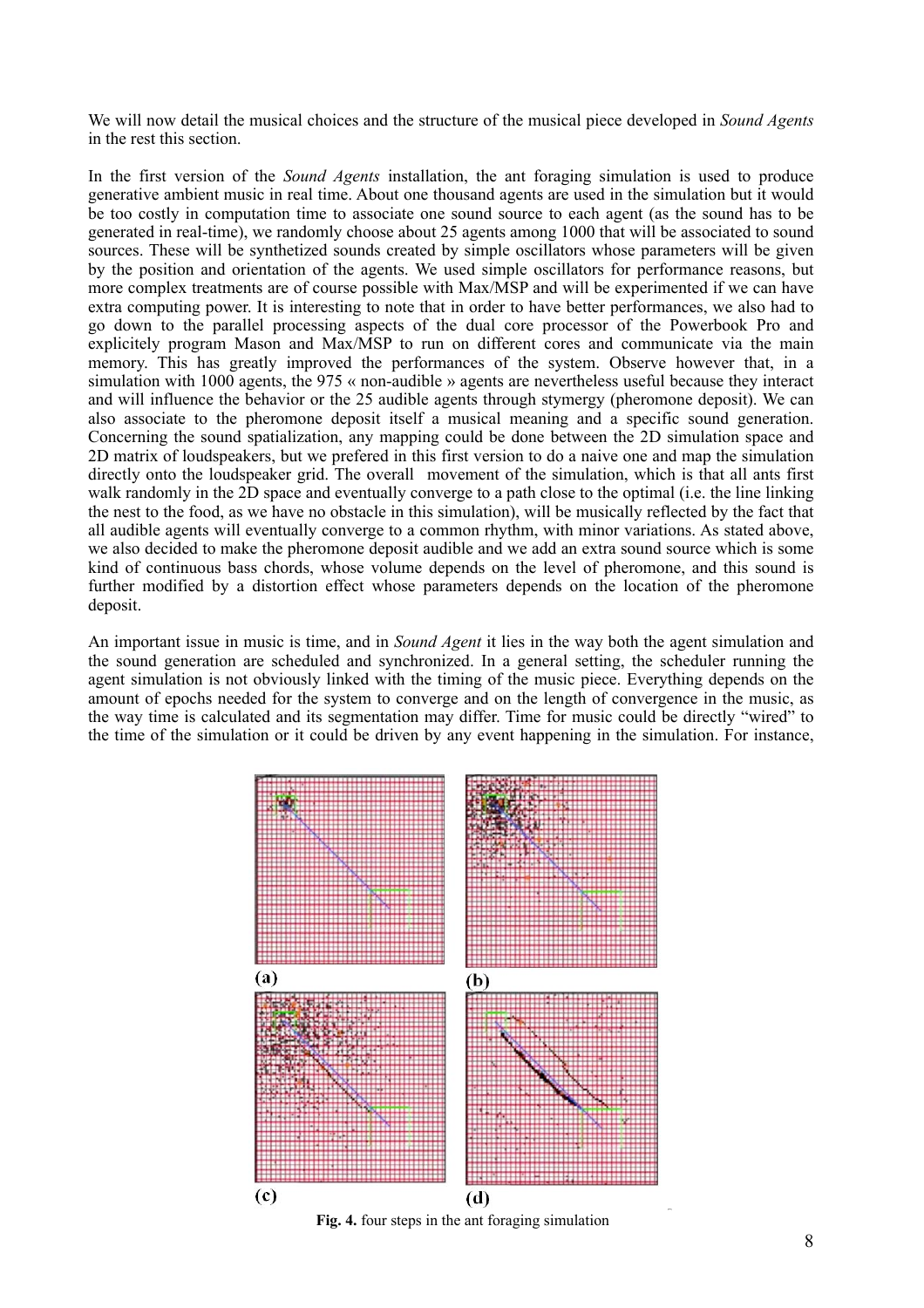We will now detail the musical choices and the structure of the musical piece developed in *Sound Agents* in the rest this section.

In the first version of the *Sound Agents* installation, the ant foraging simulation is used to produce generative ambient music in real time. About one thousand agents are used in the simulation but it would be too costly in computation time to associate one sound source to each agent (as the sound has to be generated in real-time), we randomly choose about 25 agents among 1000 that will be associated to sound sources. These will be synthetized sounds created by simple oscillators whose parameters will be given by the position and orientation of the agents. We used simple oscillators for performance reasons, but more complex treatments are of course possible with Max/MSP and will be experimented if we can have extra computing power. It is interesting to note that in order to have better performances, we also had to go down to the parallel processing aspects of the dual core processor of the Powerbook Pro and explicitely program Mason and Max/MSP to run on different cores and communicate via the main memory. This has greatly improved the performances of the system. Observe however that, in a simulation with 1000 agents, the 975 « non-audible » agents are nevertheless useful because they interact and will influence the behavior or the 25 audible agents through stymergy (pheromone deposit). We can also associate to the pheromone deposit itself a musical meaning and a specific sound generation. Concerning the sound spatialization, any mapping could be done between the 2D simulation space and 2D matrix of loudspeakers, but we prefered in this first version to do a naive one and map the simulation directly onto the loudspeaker grid. The overall movement of the simulation, which is that all ants first walk randomly in the 2D space and eventually converge to a path close to the optimal (i.e. the line linking the nest to the food, as we have no obstacle in this simulation), will be musically reflected by the fact that all audible agents will eventually converge to a common rhythm, with minor variations. As stated above, we also decided to make the pheromone deposit audible and we add an extra sound source which is some kind of continuous bass chords, whose volume depends on the level of pheromone, and this sound is further modified by a distortion effect whose parameters depends on the location of the pheromone deposit.

An important issue in music is time, and in *Sound Agent* it lies in the way both the agent simulation and the sound generation are scheduled and synchronized. In a general setting, the scheduler running the agent simulation is not obviously linked with the timing of the music piece. Everything depends on the amount of epochs needed for the system to converge and on the length of convergence in the music, as the way time is calculated and its segmentation may differ. Time for music could be directly "wired" to the time of the simulation or it could be driven by any event happening in the simulation. For instance,

**Fig. 4.** four steps in the ant foraging simulation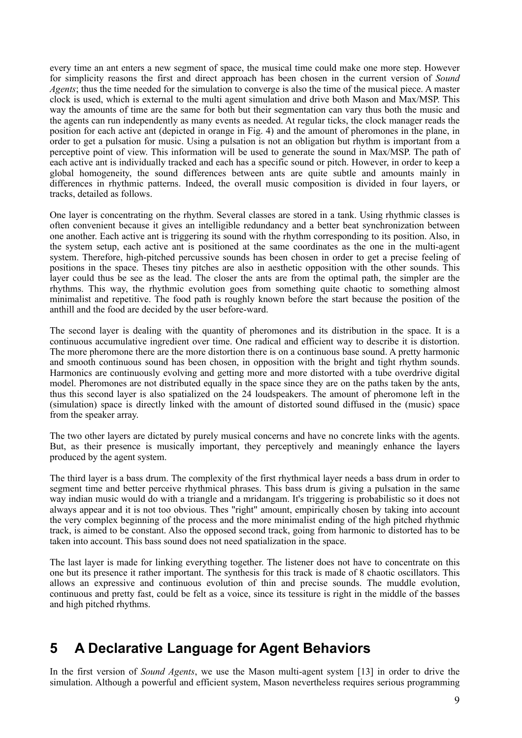every time an ant enters a new segment of space, the musical time could make one more step. However for simplicity reasons the first and direct approach has been chosen in the current version of *Sound Agents*; thus the time needed for the simulation to converge is also the time of the musical piece. A master clock is used, which is external to the multi agent simulation and drive both Mason and Max/MSP. This way the amounts of time are the same for both but their segmentation can vary thus both the music and the agents can run independently as many events as needed. At regular ticks, the clock manager reads the position for each active ant (depicted in orange in Fig. 4) and the amount of pheromones in the plane, in order to get a pulsation for music. Using a pulsation is not an obligation but rhythm is important from a perceptive point of view. This information will be used to generate the sound in Max/MSP. The path of each active ant is individually tracked and each has a specific sound or pitch. However, in order to keep a global homogeneity, the sound differences between ants are quite subtle and amounts mainly in differences in rhythmic patterns. Indeed, the overall music composition is divided in four layers, or tracks, detailed as follows.

One layer is concentrating on the rhythm. Several classes are stored in a tank. Using rhythmic classes is often convenient because it gives an intelligible redundancy and a better beat synchronization between one another. Each active ant is triggering its sound with the rhythm corresponding to its position. Also, in the system setup, each active ant is positioned at the same coordinates as the one in the multi-agent system. Therefore, high-pitched percussive sounds has been chosen in order to get a precise feeling of positions in the space. Theses tiny pitches are also in aesthetic opposition with the other sounds. This layer could thus be see as the lead. The closer the ants are from the optimal path, the simpler are the rhythms. This way, the rhythmic evolution goes from something quite chaotic to something almost minimalist and repetitive. The food path is roughly known before the start because the position of the anthill and the food are decided by the user before-ward.

The second layer is dealing with the quantity of pheromones and its distribution in the space. It is a continuous accumulative ingredient over time. One radical and efficient way to describe it is distortion. The more pheromone there are the more distortion there is on a continuous base sound. A pretty harmonic and smooth continuous sound has been chosen, in opposition with the bright and tight rhythm sounds. Harmonics are continuously evolving and getting more and more distorted with a tube overdrive digital model. Pheromones are not distributed equally in the space since they are on the paths taken by the ants, thus this second layer is also spatialized on the 24 loudspeakers. The amount of pheromone left in the (simulation) space is directly linked with the amount of distorted sound diffused in the (music) space from the speaker array.

The two other layers are dictated by purely musical concerns and have no concrete links with the agents. But, as their presence is musically important, they perceptively and meaningly enhance the layers produced by the agent system.

The third layer is a bass drum. The complexity of the first rhythmical layer needs a bass drum in order to segment time and better perceive rhythmical phrases. This bass drum is giving a pulsation in the same way indian music would do with a triangle and a mridangam. It's triggering is probabilistic so it does not always appear and it is not too obvious. Thes "right" amount, empirically chosen by taking into account the very complex beginning of the process and the more minimalist ending of the high pitched rhythmic track, is aimed to be constant. Also the opposed second track, going from harmonic to distorted has to be taken into account. This bass sound does not need spatialization in the space.

The last layer is made for linking everything together. The listener does not have to concentrate on this one but its presence it rather important. The synthesis for this track is made of 8 chaotic oscillators. This allows an expressive and continuous evolution of thin and precise sounds. The muddle evolution, continuous and pretty fast, could be felt as a voice, since its tessiture is right in the middle of the basses and high pitched rhythms.

# 5 A Declarative Language for Agent Behaviors

In the first version of *Sound Agents*, we use the Mason multi-agent system [13] in order to drive the simulation. Although a powerful and efficient system, Mason nevertheless requires serious programming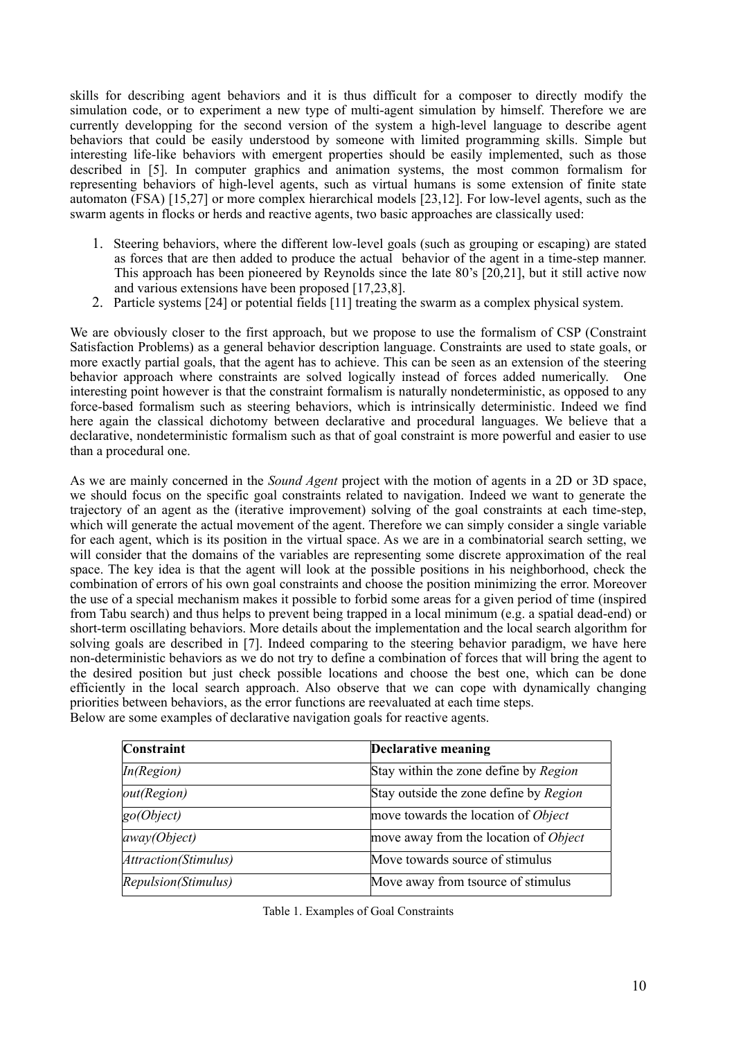skills for describing agent behaviors and it is thus difficult for a composer to directly modify the simulation code, or to experiment a new type of multi-agent simulation by himself. Therefore we are currently developping for the second version of the system a high-level language to describe agent behaviors that could be easily understood by someone with limited programming skills. Simple but interesting life-like behaviors with emergent properties should be easily implemented, such as those described in [5]. In computer graphics and animation systems, the most common formalism for representing behaviors of high-level agents, such as virtual humans is some extension of finite state automaton (FSA) [15,27] or more complex hierarchical models [23,12]. For low-level agents, such as the swarm agents in flocks or herds and reactive agents, two basic approaches are classically used:

1. Steering behaviors, where the different low-level goals (such as grouping or escaping) are stated as forces that are then added to produce the actual behavior of the agent in a time-step manner. This approach has been pioneered by Reynolds since the late 80's [20,21], but it still active now and various extensions have been proposed [17,23,8].
2. Particle systems [24] or potential fields [11] treating the swarm as a complex physical system.

We are obviously closer to the first approach, but we propose to use the formalism of CSP (Constraint Satisfaction Problems) as a general behavior description language. Constraints are used to state goals, or more exactly partial goals, that the agent has to achieve. This can be seen as an extension of the steering behavior approach where constraints are solved logically instead of forces added numerically. One interesting point however is that the constraint formalism is naturally nondeterministic, as opposed to any force-based formalism such as steering behaviors, which is intrinsically deterministic. Indeed we find here again the classical dichotomy between declarative and procedural languages. We believe that a declarative, nondeterministic formalism such as that of goal constraint is more powerful and easier to use than a procedural one.

As we are mainly concerned in the *Sound Agent* project with the motion of agents in a 2D or 3D space, we should focus on the specific goal constraints related to navigation. Indeed we want to generate the trajectory of an agent as the (iterative improvement) solving of the goal constraints at each time-step, which will generate the actual movement of the agent. Therefore we can simply consider a single variable for each agent, which is its position in the virtual space. As we are in a combinatorial search setting, we will consider that the domains of the variables are representing some discrete approximation of the real space. The key idea is that the agent will look at the possible positions in his neighborhood, check the combination of errors of his own goal constraints and choose the position minimizing the error. Moreover the use of a special mechanism makes it possible to forbid some areas for a given period of time (inspired from Tabu search) and thus helps to prevent being trapped in a local minimum (e.g. a spatial dead-end) or short-term oscillating behaviors. More details about the implementation and the local search algorithm for solving goals are described in [7]. Indeed comparing to the steering behavior paradigm, we have here non-deterministic behaviors as we do not try to define a combination of forces that will bring the agent to the desired position but just check possible locations and choose the best one, which can be done efficiently in the local search approach. Also observe that we can cope with dynamically changing priorities between behaviors, as the error functions are reevaluated at each time steps.
Below are some examples of declarative navigation goals for reactive agents.

| **Constraint** | **Declarative meaning** |
|---|---|
| *In(Region)* | Stay within the zone define by *Region* |
| *out(Region)* | Stay outside the zone define by *Region* |
| *go(Object)* | move towards the location of *Object* |
| *away(Object)* | move away from the location of *Object* |
| *Attraction(Stimulus)* | Move towards source of stimulus |
| *Repulsion(Stimulus)* | Move away from tsource of stimulus |

Table 1. Examples of Goal Constraints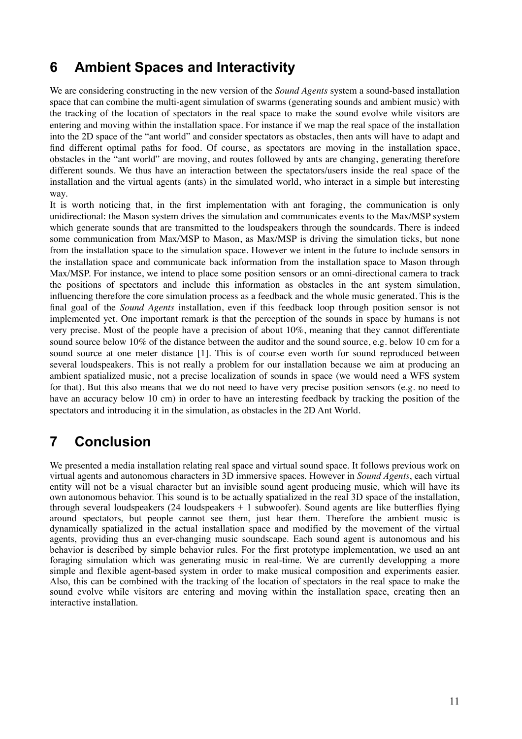## 6 Ambient Spaces and Interactivity

We are considering constructing in the new version of the *Sound Agents* system a sound-based installation space that can combine the multi-agent simulation of swarms (generating sounds and ambient music) with the tracking of the location of spectators in the real space to make the sound evolve while visitors are entering and moving within the installation space. For instance if we map the real space of the installation into the 2D space of the "ant world" and consider spectators as obstacles, then ants will have to adapt and find different optimal paths for food. Of course, as spectators are moving in the installation space, obstacles in the "ant world" are moving, and routes followed by ants are changing, generating therefore different sounds. We thus have an interaction between the spectators/users inside the real space of the installation and the virtual agents (ants) in the simulated world, who interact in a simple but interesting way.

It is worth noticing that, in the first implementation with ant foraging, the communication is only unidirectional: the Mason system drives the simulation and communicates events to the Max/MSP system which generate sounds that are transmitted to the loudspeakers through the soundcards. There is indeed some communication from Max/MSP to Mason, as Max/MSP is driving the simulation ticks, but none from the installation space to the simulation space. However we intent in the future to include sensors in the installation space and communicate back information from the installation space to Mason through Max/MSP. For instance, we intend to place some position sensors or an omni-directional camera to track the positions of spectators and include this information as obstacles in the ant system simulation, influencing therefore the core simulation process as a feedback and the whole music generated. This is the final goal of the *Sound Agents* installation, even if this feedback loop through position sensor is not implemented yet. One important remark is that the perception of the sounds in space by humans is not very precise. Most of the people have a precision of about 10%, meaning that they cannot differentiate sound source below 10% of the distance between the auditor and the sound source, e.g. below 10 cm for a sound source at one meter distance [1]. This is of course even worth for sound reproduced between several loudspeakers. This is not really a problem for our installation because we aim at producing an ambient spatialized music, not a precise localization of sounds in space (we would need a WFS system for that). But this also means that we do not need to have very precise position sensors (e.g. no need to have an accuracy below 10 cm) in order to have an interesting feedback by tracking the position of the spectators and introducing it in the simulation, as obstacles in the 2D Ant World.

## 7 Conclusion

We presented a media installation relating real space and virtual sound space. It follows previous work on virtual agents and autonomous characters in 3D immersive spaces. However in *Sound Agents*, each virtual entity will not be a visual character but an invisible sound agent producing music, which will have its own autonomous behavior. This sound is to be actually spatialized in the real 3D space of the installation, through several loudspeakers (24 loudspeakers + 1 subwoofer). Sound agents are like butterflies flying around spectators, but people cannot see them, just hear them. Therefore the ambient music is dynamically spatialized in the actual installation space and modified by the movement of the virtual agents, providing thus an ever-changing music soundscape. Each sound agent is autonomous and his behavior is described by simple behavior rules. For the first prototype implementation, we used an ant foraging simulation which was generating music in real-time. We are currently developping a more simple and flexible agent-based system in order to make musical composition and experiments easier. Also, this can be combined with the tracking of the location of spectators in the real space to make the sound evolve while visitors are entering and moving within the installation space, creating then an interactive installation.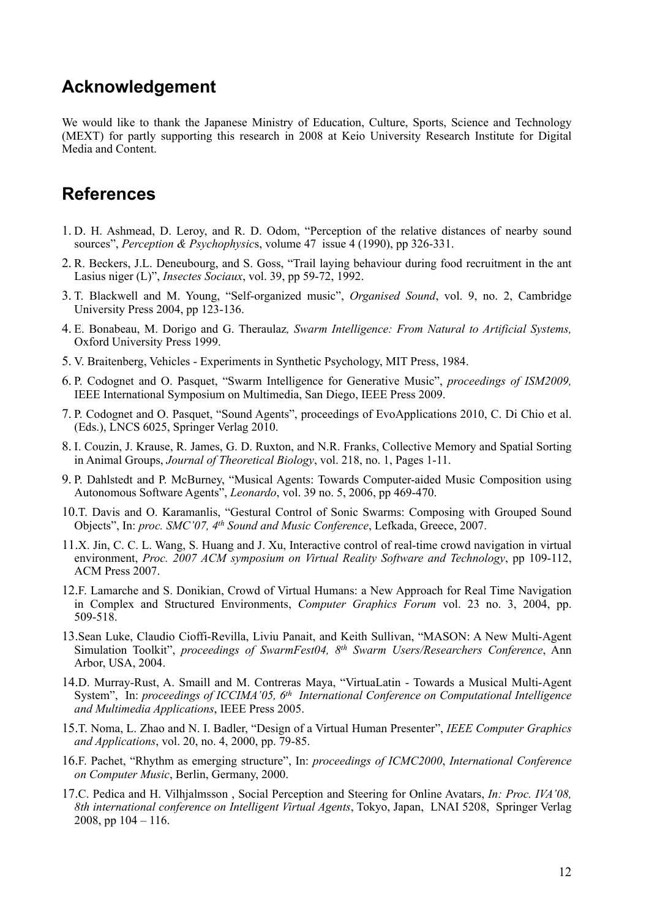## Acknowledgement

We would like to thank the Japanese Ministry of Education, Culture, Sports, Science and Technology (MEXT) for partly supporting this research in 2008 at Keio University Research Institute for Digital Media and Content.

## References

1. D. H. Ashmead, D. Leroy, and R. D. Odom, "Perception of the relative distances of nearby sound sources", *Perception & Psychophysics*, volume 47 issue 4 (1990), pp 326-331.
2. R. Beckers, J.L. Deneubourg, and S. Goss, "Trail laying behaviour during food recruitment in the ant Lasius niger (L)", *Insectes Sociaux*, vol. 39, pp 59-72, 1992.
3. T. Blackwell and M. Young, "Self-organized music", *Organised Sound*, vol. 9, no. 2, Cambridge University Press 2004, pp 123-136.
4. E. Bonabeau, M. Dorigo and G. Theraulaz*, Swarm Intelligence: From Natural to Artificial Systems,* Oxford University Press 1999.
5. V. Braitenberg, Vehicles - Experiments in Synthetic Psychology, MIT Press, 1984.
6. P. Codognet and O. Pasquet, "Swarm Intelligence for Generative Music", *proceedings of ISM2009,* IEEE International Symposium on Multimedia, San Diego, IEEE Press 2009.
7. P. Codognet and O. Pasquet, "Sound Agents", proceedings of EvoApplications 2010, C. Di Chio et al. (Eds.), LNCS 6025, Springer Verlag 2010.
8. I. Couzin, J. Krause, R. James, G. D. Ruxton, and N.R. Franks, Collective Memory and Spatial Sorting in Animal Groups, *Journal of Theoretical Biology*, vol. 218, no. 1, Pages 1-11.
9. P. Dahlstedt and P. McBurney, "Musical Agents: Towards Computer-aided Music Composition using Autonomous Software Agents", *Leonardo*, vol. 39 no. 5, 2006, pp 469-470.
10. T. Davis and O. Karamanlis, "Gestural Control of Sonic Swarms: Composing with Grouped Sound Objects", In: *proc. SMC'07, 4th Sound and Music Conference*, Lefkada, Greece, 2007.
11. X. Jin, C. C. L. Wang, S. Huang and J. Xu, Interactive control of real-time crowd navigation in virtual environment, *Proc. 2007 ACM symposium on Virtual Reality Software and Technology*, pp 109-112, ACM Press 2007.
12. F. Lamarche and S. Donikian, Crowd of Virtual Humans: a New Approach for Real Time Navigation in Complex and Structured Environments, *Computer Graphics Forum* vol. 23 no. 3, 2004, pp. 509-518.
13. Sean Luke, Claudio Cioffi-Revilla, Liviu Panait, and Keith Sullivan, "MASON: A New Multi-Agent Simulation Toolkit", *proceedings of SwarmFest04, 8th Swarm Users/Researchers Conference*, Ann Arbor, USA, 2004.
14. D. Murray-Rust, A. Smaill and M. Contreras Maya, "VirtuaLatin - Towards a Musical Multi-Agent System", In: *proceedings of ICCIMA'05, 6th International Conference on Computational Intelligence and Multimedia Applications*, IEEE Press 2005.
15. T. Noma, L. Zhao and N. I. Badler, "Design of a Virtual Human Presenter", *IEEE Computer Graphics and Applications*, vol. 20, no. 4, 2000, pp. 79-85.
16. F. Pachet, "Rhythm as emerging structure", In: *proceedings of ICMC2000*, *International Conference on Computer Music*, Berlin, Germany, 2000.
17. C. Pedica and H. Vilhjalmsson , Social Perception and Steering for Online Avatars, *In: Proc. IVA'08, 8th international conference on Intelligent Virtual Agents*, Tokyo, Japan, LNAI 5208, Springer Verlag 2008, pp 104 – 116.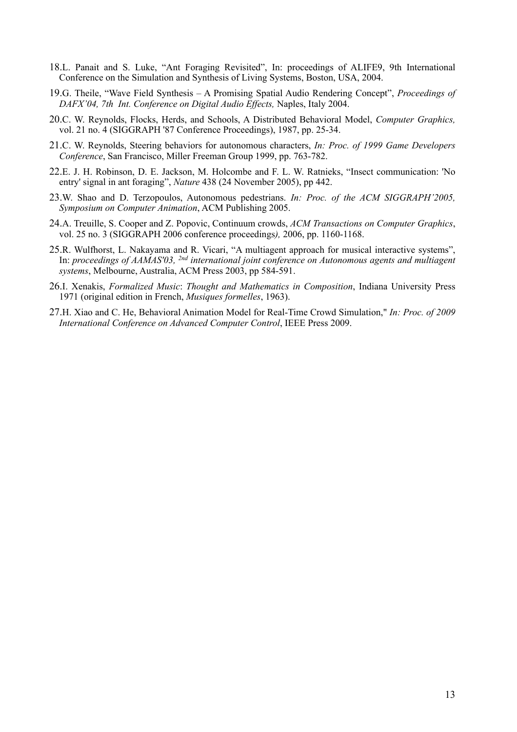18. L. Panait and S. Luke, "Ant Foraging Revisited", In: proceedings of ALIFE9, 9th International Conference on the Simulation and Synthesis of Living Systems, Boston, USA, 2004.
19. G. Theile, "Wave Field Synthesis – A Promising Spatial Audio Rendering Concept", *Proceedings of DAFX'04, 7th Int. Conference on Digital Audio Effects,* Naples, Italy 2004.
20. C. W. Reynolds, Flocks, Herds, and Schools, A Distributed Behavioral Model, *Computer Graphics,* vol. 21 no. 4 (SIGGRAPH '87 Conference Proceedings), 1987, pp. 25-34.
21. C. W. Reynolds, Steering behaviors for autonomous characters, *In: Proc. of 1999 Game Developers Conference*, San Francisco, Miller Freeman Group 1999, pp. 763-782.
22. E. J. H. Robinson, D. E. Jackson, M. Holcombe and F. L. W. Ratnieks, "Insect communication: 'No entry' signal in ant foraging", *Nature* 438 (24 November 2005), pp 442.
23. W. Shao and D. Terzopoulos, Autonomous pedestrians. *In: Proc. of the ACM SIGGRAPH'2005, Symposium on Computer Animation*, ACM Publishing 2005.
24. A. Treuille, S. Cooper and Z. Popovic, Continuum crowds, *ACM Transactions on Computer Graphics*, vol. 25 no. 3 (SIGGRAPH 2006 conference proceedings*),* 2006, pp. 1160-1168.
25. R. Wulfhorst, L. Nakayama and R. Vicari, "A multiagent approach for musical interactive systems", In: *proceedings of AAMAS'03, 2nd international joint conference on Autonomous agents and multiagent systems*, Melbourne, Australia, ACM Press 2003, pp 584-591.
26. I. Xenakis, *Formalized Music*: *Thought and Mathematics in Composition*, Indiana University Press 1971 (original edition in French, *Musiques formelles*, 1963).
27. H. Xiao and C. He, Behavioral Animation Model for Real-Time Crowd Simulation," *In: Proc. of 2009 International Conference on Advanced Computer Control*, IEEE Press 2009.